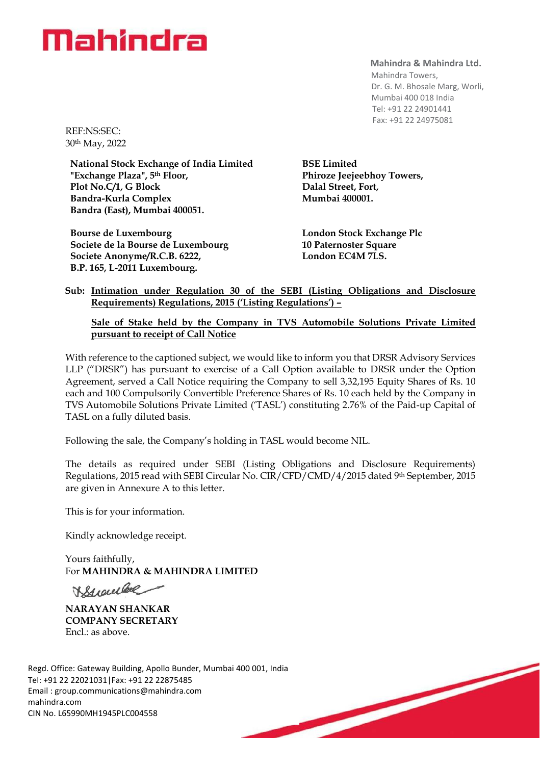**Mahindra & Mahindra Ltd.**
Mahindra Towers,
Dr. G. M. Bhosale Marg, Worli,
Mumbai 400 018 India
Tel: +91 22 24901441
Fax: +91 22 24975081

REF:NS:SEC:
30th May, 2022

**National Stock Exchange of India Limited**
**"Exchange Plaza", 5th Floor,**
**Plot No.C/1, G Block**
**Bandra-Kurla Complex**
**Bandra (East), Mumbai 400051.**

**BSE Limited**
**Phiroze Jeejeebhoy Towers,**
**Dalal Street, Fort,**
**Mumbai 400001.**

**Bourse de Luxembourg**
**Societe de la Bourse de Luxembourg**
**Societe Anonyme/R.C.B. 6222,**
**B.P. 165, L-2011 Luxembourg.**

**London Stock Exchange Plc**
**10 Paternoster Square**
**London EC4M 7LS.**

**Sub: Intimation under Regulation 30 of the SEBI (Listing Obligations and Disclosure Requirements) Regulations, 2015 ('Listing Regulations') –**

**Sale of Stake held by the Company in TVS Automobile Solutions Private Limited pursuant to receipt of Call Notice**

With reference to the captioned subject, we would like to inform you that DRSR Advisory Services LLP ("DRSR") has pursuant to exercise of a Call Option available to DRSR under the Option Agreement, served a Call Notice requiring the Company to sell 3,32,195 Equity Shares of Rs. 10 each and 100 Compulsorily Convertible Preference Shares of Rs. 10 each held by the Company in TVS Automobile Solutions Private Limited ('TASL') constituting 2.76% of the Paid-up Capital of TASL on a fully diluted basis.

Following the sale, the Company's holding in TASL would become NIL.

The details as required under SEBI (Listing Obligations and Disclosure Requirements) Regulations, 2015 read with SEBI Circular No. CIR/CFD/CMD/4/2015 dated 9th September, 2015 are given in Annexure A to this letter.

This is for your information.

Kindly acknowledge receipt.

Yours faithfully,
For **MAHINDRA & MAHINDRA LIMITED**

**NARAYAN SHANKAR**
**COMPANY SECRETARY**
Encl.: as above.

Regd. Office: Gateway Building, Apollo Bunder, Mumbai 400 001, India
Tel: +91 22 22021031|Fax: +91 22 22875485
Email : group.communications@mahindra.com
mahindra.com
CIN No. L65990MH1945PLC004558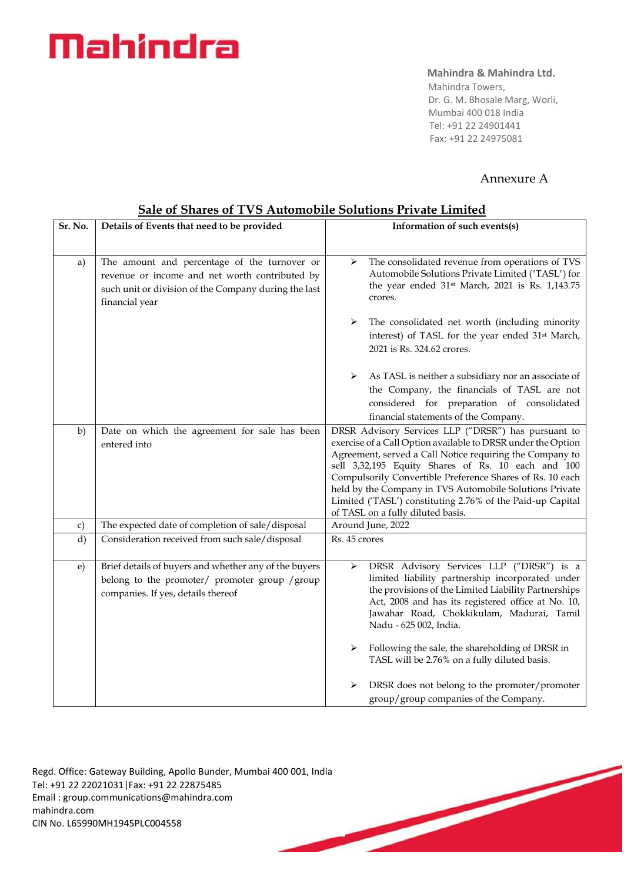Mahindra

**Mahindra & Mahindra Ltd.**
Mahindra Towers,
Dr. G. M. Bhosale Marg, Worli,
Mumbai 400 018 India
Tel: +91 22 24901441
Fax: +91 22 24975081

Annexure A

## Sale of Shares of TVS Automobile Solutions Private Limited

| Sr. No. | Details of Events that need to be provided | Information of such events(s) |
|---|---|---|
| a) | The amount and percentage of the turnover or revenue or income and net worth contributed by such unit or division of the Company during the last financial year | ➢ The consolidated revenue from operations of TVS Automobile Solutions Private Limited ("TASL") for the year ended 31st March, 2021 is Rs. 1,143.75 crores.<br><br>➢ The consolidated net worth (including minority interest) of TASL for the year ended 31st March, 2021 is Rs. 324.62 crores.<br><br>➢ As TASL is neither a subsidiary nor an associate of the Company, the financials of TASL are not considered for preparation of consolidated financial statements of the Company. |
| b) | Date on which the agreement for sale has been entered into | DRSR Advisory Services LLP ("DRSR") has pursuant to exercise of a Call Option available to DRSR under the Option Agreement, served a Call Notice requiring the Company to sell 3,32,195 Equity Shares of Rs. 10 each and 100 Compulsorily Convertible Preference Shares of Rs. 10 each held by the Company in TVS Automobile Solutions Private Limited ('TASL') constituting 2.76% of the Paid-up Capital of TASL on a fully diluted basis. |
| c) | The expected date of completion of sale/disposal | Around June, 2022 |
| d) | Consideration received from such sale/disposal | Rs. 45 crores |
| e) | Brief details of buyers and whether any of the buyers belong to the promoter/ promoter group /group companies. If yes, details thereof | ➢ DRSR Advisory Services LLP ("DRSR") is a limited liability partnership incorporated under the provisions of the Limited Liability Partnerships Act, 2008 and has its registered office at No. 10, Jawahar Road, Chokkikulam, Madurai, Tamil Nadu - 625 002, India.<br><br>➢ Following the sale, the shareholding of DRSR in TASL will be 2.76% on a fully diluted basis.<br><br>➢ DRSR does not belong to the promoter/promoter group/group companies of the Company. |

Regd. Office: Gateway Building, Apollo Bunder, Mumbai 400 001, India
Tel: +91 22 22021031|Fax: +91 22 22875485
Email : group.communications@mahindra.com
mahindra.com
CIN No. L65990MH1945PLC004558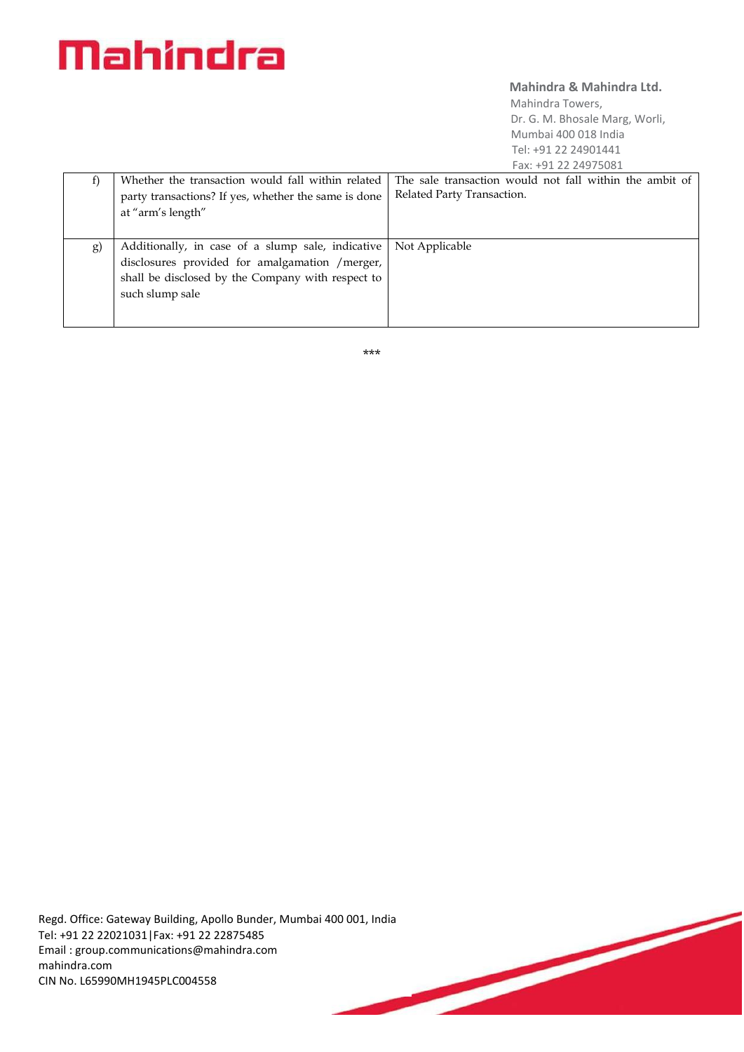| | | |
|---|---|---|
| f) | Whether the transaction would fall within related party transactions? If yes, whether the same is done at "arm's length" | The sale transaction would not fall within the ambit of Related Party Transaction. |
| g) | Additionally, in case of a slump sale, indicative disclosures provided for amalgamation /merger, shall be disclosed by the Company with respect to such slump sale | Not Applicable |

***